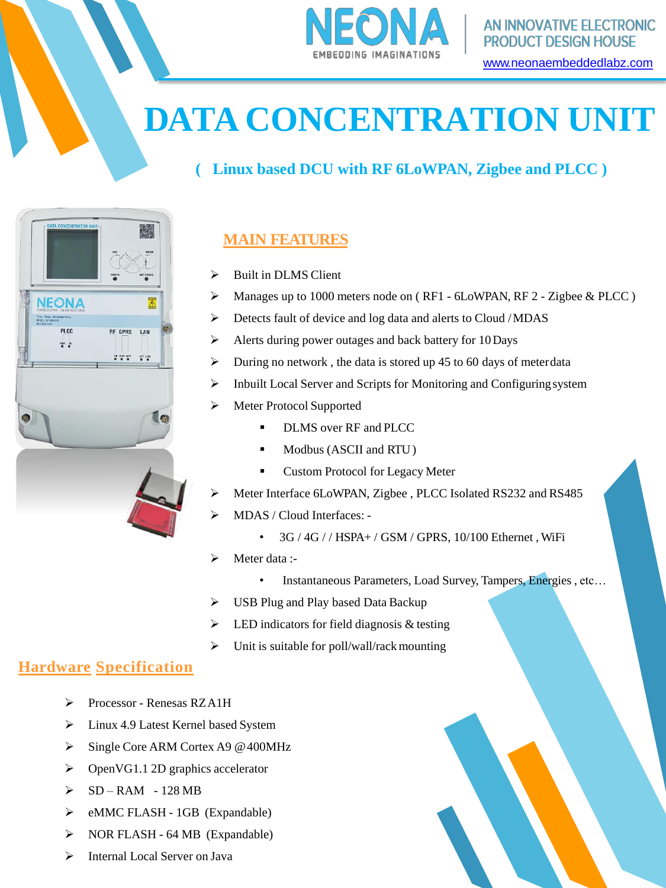NEONA
EMBEDDING IMAGINATIONS

AN INNOVATIVE ELECTRONIC PRODUCT DESIGN HOUSE
www.neonaembeddedlabz.com

# DATA CONCENTRATION UNIT

## ( Linux based DCU with RF 6LoWPAN, Zigbee and PLCC )

### MAIN FEATURES

- Built in DLMS Client
- Manages up to 1000 meters node on ( RF1 - 6LoWPAN, RF 2 - Zigbee & PLCC )
- Detects fault of device and log data and alerts to Cloud / MDAS
- Alerts during power outages and back battery for 10 Days
- During no network , the data is stored up 45 to 60 days of meter data
- Inbuilt Local Server and Scripts for Monitoring and Configuring system
- Meter Protocol Supported
  - DLMS over RF and PLCC
  - Modbus (ASCII and RTU )
  - Custom Protocol for Legacy Meter
- Meter Interface 6LoWPAN, Zigbee , PLCC Isolated RS232 and RS485
- MDAS / Cloud Interfaces: -
  - 3G / 4G / / HSPA+ / GSM / GPRS, 10/100 Ethernet , WiFi
- Meter data :-
  - Instantaneous Parameters, Load Survey, Tampers, Energies , etc…
- USB Plug and Play based Data Backup
- LED indicators for field diagnosis & testing
- Unit is suitable for poll/wall/rack mounting

### Hardware Specification

- Processor - Renesas RZ A1H
- Linux 4.9 Latest Kernel based System
- Single Core ARM Cortex A9 @ 400MHz
- OpenVG1.1 2D graphics accelerator
- SD – RAM - 128 MB
- eMMC FLASH - 1GB (Expandable)
- NOR FLASH - 64 MB (Expandable)
- Internal Local Server on Java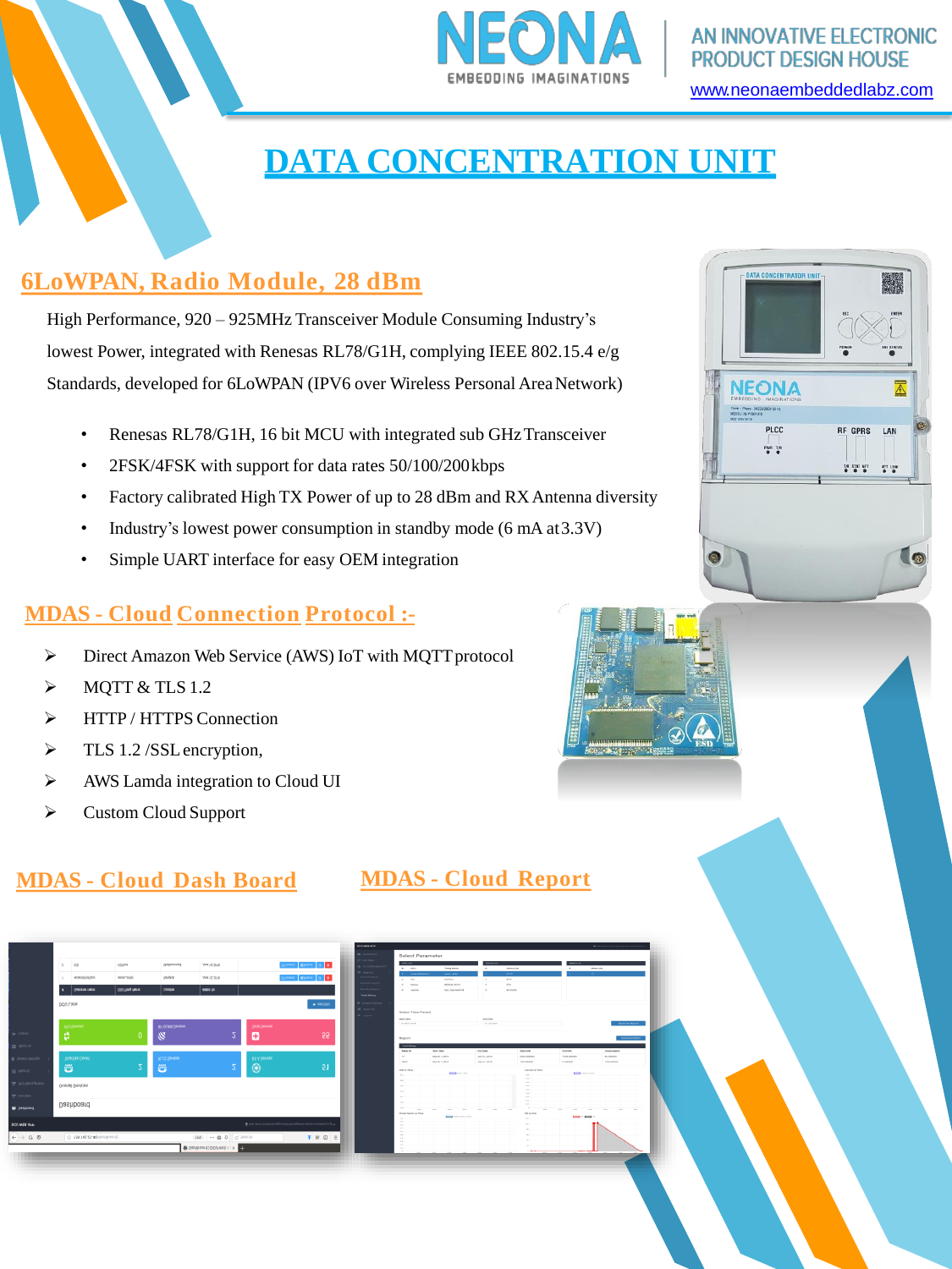# DATA CONCENTRATION UNIT

## 6LoWPAN, Radio Module, 28 dBm

High Performance, 920 – 925MHz Transceiver Module Consuming Industry's lowest Power, integrated with Renesas RL78/G1H, complying IEEE 802.15.4 e/g Standards, developed for 6LoWPAN (IPV6 over Wireless Personal Area Network)

- Renesas RL78/G1H, 16 bit MCU with integrated sub GHz Transceiver
- 2FSK/4FSK with support for data rates 50/100/200 kbps
- Factory calibrated High TX Power of up to 28 dBm and RX Antenna diversity
- Industry's lowest power consumption in standby mode (6 mA at 3.3V)
- Simple UART interface for easy OEM integration

## MDAS - Cloud Connection Protocol :-

- Direct Amazon Web Service (AWS) IoT with MQTT protocol
- MQTT & TLS 1.2
- HTTP / HTTPS Connection
- TLS 1.2 /SSL encryption,
- AWS Lamda integration to Cloud UI
- Custom Cloud Support

## MDAS - Cloud Dash Board

## MDAS - Cloud Report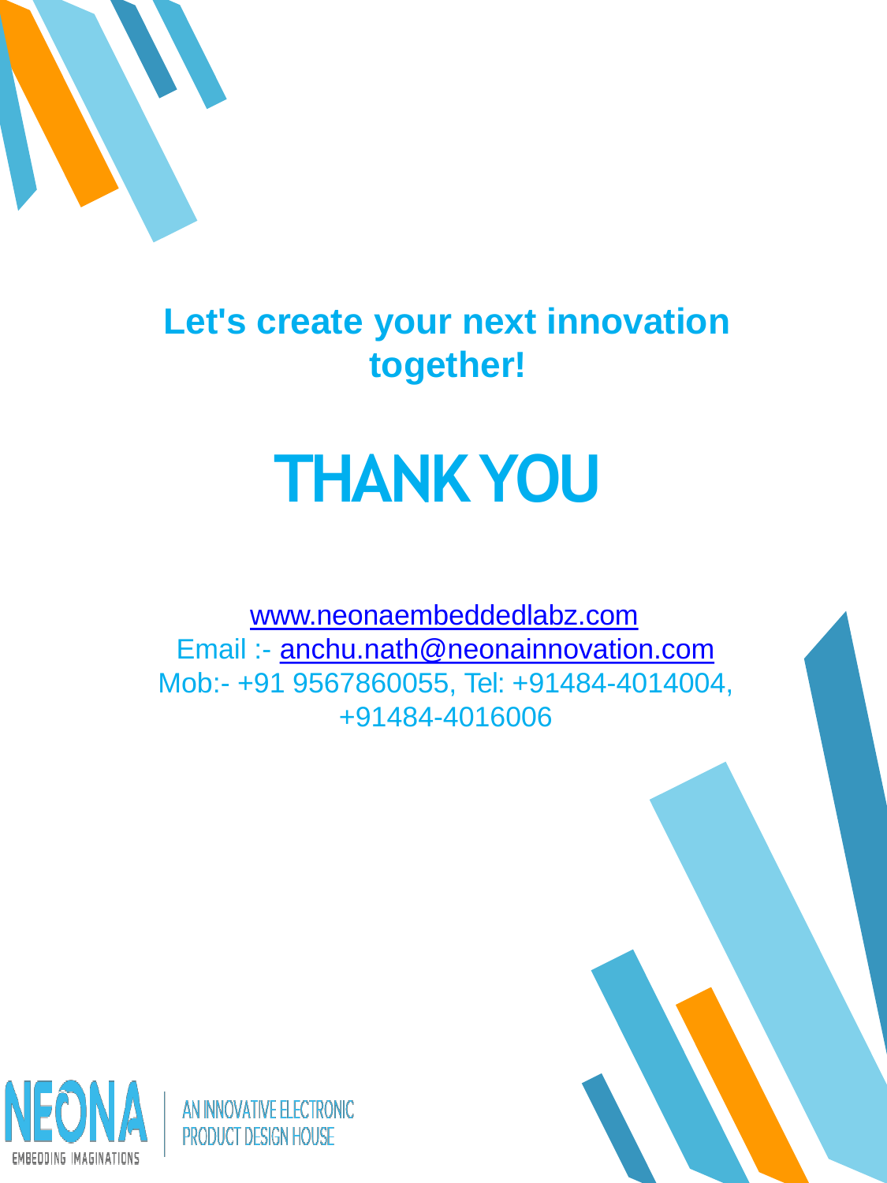**Let's create your next innovation together!**

# THANK YOU

www.neonaembeddedlabz.com
Email :- anchu.nath@neonainnovation.com
Mob:- +91 9567860055, Tel: +91484-4014004, +91484-4016006

NEONA
EMBEDDING IMAGINATIONS

AN INNOVATIVE ELECTRONIC PRODUCT DESIGN HOUSE